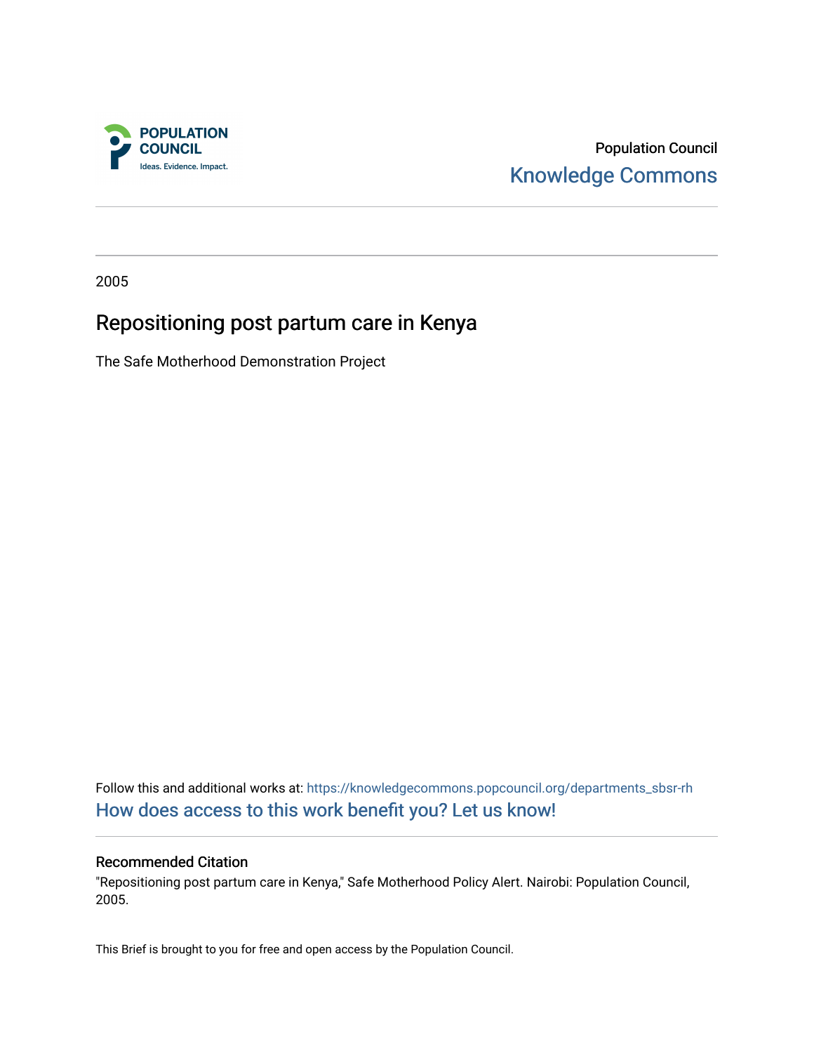Population Council

Knowledge Commons

2005

# Repositioning post partum care in Kenya

The Safe Motherhood Demonstration Project

Follow this and additional works at: https://knowledgecommons.popcouncil.org/departments_sbsr-rh

How does access to this work benefit you? Let us know!

### Recommended Citation

"Repositioning post partum care in Kenya," Safe Motherhood Policy Alert. Nairobi: Population Council, 2005.

This Brief is brought to you for free and open access by the Population Council.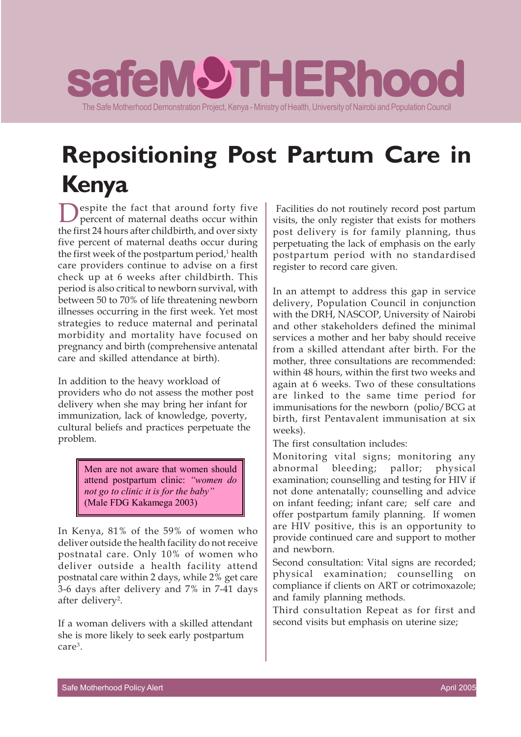# safeMOTHERhood

The Safe Motherhood Demonstration Project, Kenya - Ministry of Health, University of Nairobi and Population Council

# Repositioning Post Partum Care in Kenya

Despite the fact that around forty five percent of maternal deaths occur within the first 24 hours after childbirth, and over sixty five percent of maternal deaths occur during the first week of the postpartum period,[1] health care providers continue to advise on a first check up at 6 weeks after childbirth. This period is also critical to newborn survival, with between 50 to 70% of life threatening newborn illnesses occurring in the first week. Yet most strategies to reduce maternal and perinatal morbidity and mortality have focused on pregnancy and birth (comprehensive antenatal care and skilled attendance at birth).

In addition to the heavy workload of providers who do not assess the mother post delivery when she may bring her infant for immunization, lack of knowledge, poverty, cultural beliefs and practices perpetuate the problem.

> Men are not aware that women should attend postpartum clinic: *"women do not go to clinic it is for the baby"* (Male FDG Kakamega 2003)

In Kenya, 81% of the 59% of women who deliver outside the health facility do not receive postnatal care. Only 10% of women who deliver outside a health facility attend postnatal care within 2 days, while 2% get care 3-6 days after delivery and 7% in 7-41 days after delivery[2].

If a woman delivers with a skilled attendant she is more likely to seek early postpartum care[3].

Facilities do not routinely record post partum visits, the only register that exists for mothers post delivery is for family planning, thus perpetuating the lack of emphasis on the early postpartum period with no standardised register to record care given.

In an attempt to address this gap in service delivery, Population Council in conjunction with the DRH, NASCOP, University of Nairobi and other stakeholders defined the minimal services a mother and her baby should receive from a skilled attendant after birth. For the mother, three consultations are recommended: within 48 hours, within the first two weeks and again at 6 weeks. Two of these consultations are linked to the same time period for immunisations for the newborn (polio/BCG at birth, first Pentavalent immunisation at six weeks).

The first consultation includes:

Monitoring vital signs; monitoring any abnormal bleeding; pallor; physical examination; counselling and testing for HIV if not done antenatally; counselling and advice on infant feeding; infant care; self care and offer postpartum family planning. If women are HIV positive, this is an opportunity to provide continued care and support to mother and newborn.

Second consultation: Vital signs are recorded; physical examination; counselling on compliance if clients on ART or cotrimoxazole; and family planning methods.

Third consultation Repeat as for first and second visits but emphasis on uterine size;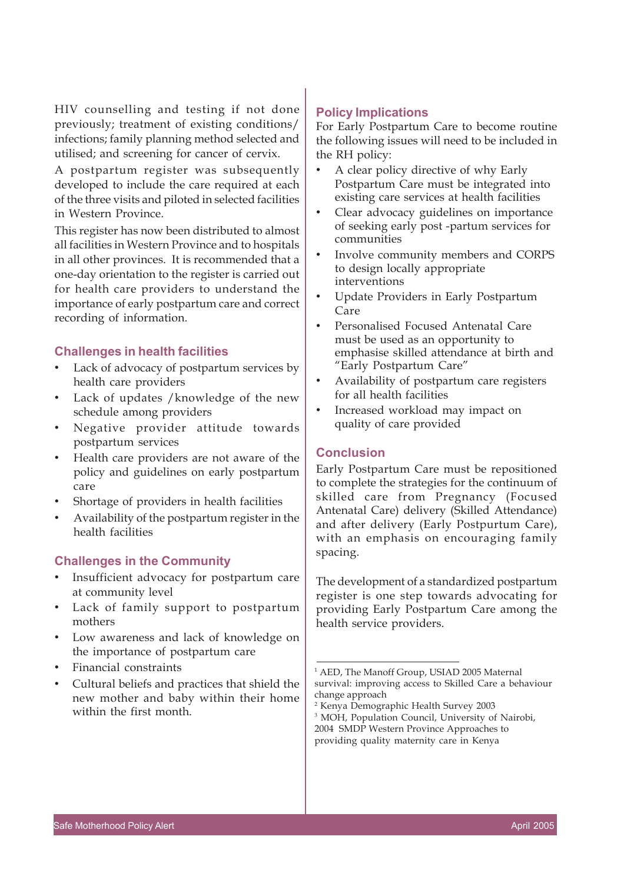HIV counselling and testing if not done previously; treatment of existing conditions/ infections; family planning method selected and utilised; and screening for cancer of cervix.

A postpartum register was subsequently developed to include the care required at each of the three visits and piloted in selected facilities in Western Province.

This register has now been distributed to almost all facilities in Western Province and to hospitals in all other provinces. It is recommended that a one-day orientation to the register is carried out for health care providers to understand the importance of early postpartum care and correct recording of information.

## Challenges in health facilities

- Lack of advocacy of postpartum services by health care providers
- Lack of updates /knowledge of the new schedule among providers
- Negative provider attitude towards postpartum services
- Health care providers are not aware of the policy and guidelines on early postpartum care
- Shortage of providers in health facilities
- Availability of the postpartum register in the health facilities

## Challenges in the Community

- Insufficient advocacy for postpartum care at community level
- Lack of family support to postpartum mothers
- Low awareness and lack of knowledge on the importance of postpartum care
- Financial constraints
- Cultural beliefs and practices that shield the new mother and baby within their home within the first month.

## Policy Implications

For Early Postpartum Care to become routine the following issues will need to be included in the RH policy:

- A clear policy directive of why Early Postpartum Care must be integrated into existing care services at health facilities
- Clear advocacy guidelines on importance of seeking early post -partum services for communities
- Involve community members and CORPS to design locally appropriate interventions
- Update Providers in Early Postpartum Care
- Personalised Focused Antenatal Care must be used as an opportunity to emphasise skilled attendance at birth and "Early Postpartum Care"
- Availability of postpartum care registers for all health facilities
- Increased workload may impact on quality of care provided

## Conclusion

Early Postpartum Care must be repositioned to complete the strategies for the continuum of skilled care from Pregnancy (Focused Antenatal Care) delivery (Skilled Attendance) and after delivery (Early Postpurtum Care), with an emphasis on encouraging family spacing.

The development of a standardized postpartum register is one step towards advocating for providing Early Postpartum Care among the health service providers.

---

[1] AED, The Manoff Group, USIAD 2005 Maternal survival: improving access to Skilled Care a behaviour change approach

[2] Kenya Demographic Health Survey 2003

[3] MOH, Population Council, University of Nairobi, 2004 SMDP Western Province Approaches to providing quality maternity care in Kenya